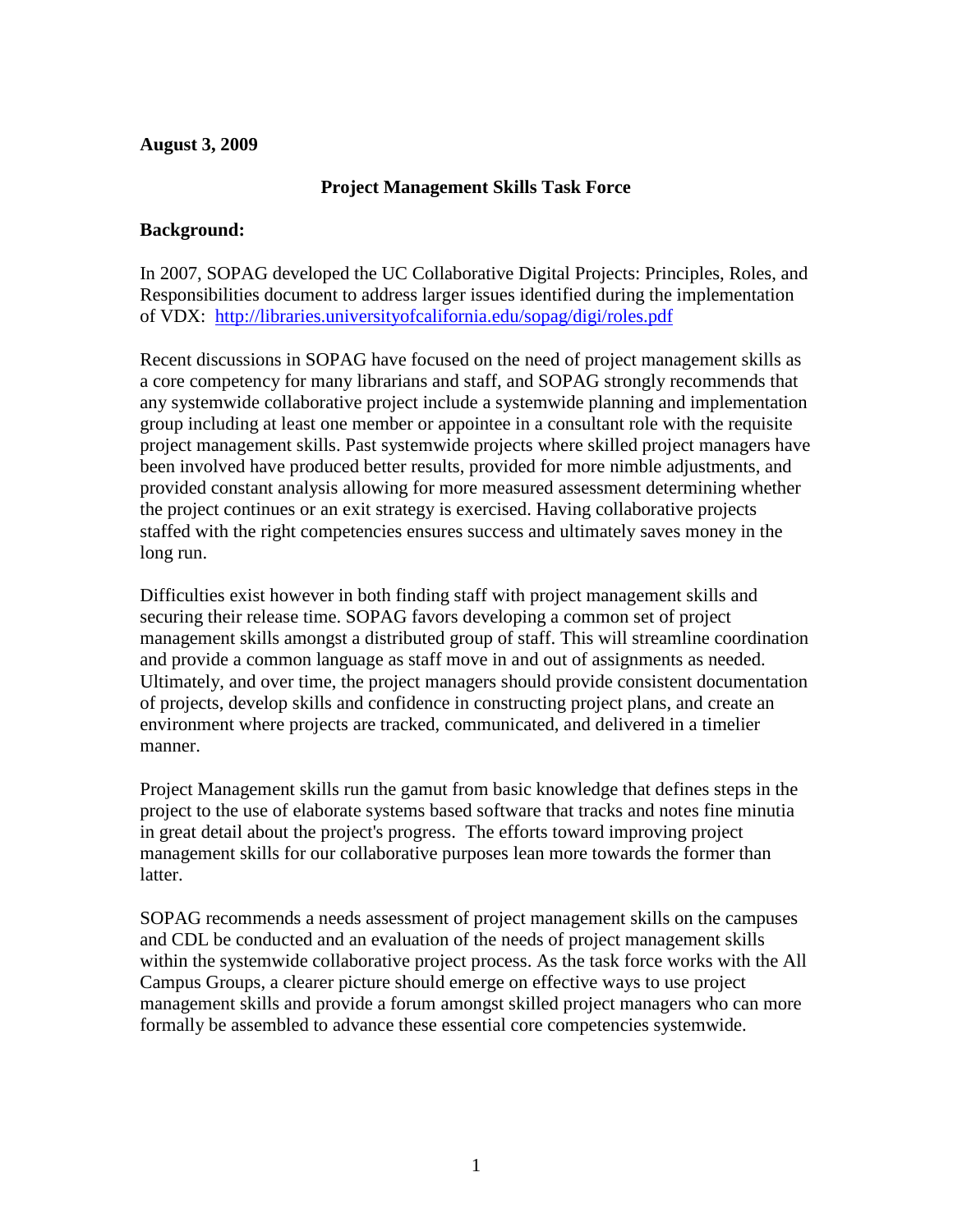**August 3, 2009**

# Project Management Skills Task Force

## Background:

In 2007, SOPAG developed the UC Collaborative Digital Projects: Principles, Roles, and Responsibilities document to address larger issues identified during the implementation of VDX: http://libraries.universityofcalifornia.edu/sopag/digi/roles.pdf

Recent discussions in SOPAG have focused on the need of project management skills as a core competency for many librarians and staff, and SOPAG strongly recommends that any systemwide collaborative project include a systemwide planning and implementation group including at least one member or appointee in a consultant role with the requisite project management skills. Past systemwide projects where skilled project managers have been involved have produced better results, provided for more nimble adjustments, and provided constant analysis allowing for more measured assessment determining whether the project continues or an exit strategy is exercised. Having collaborative projects staffed with the right competencies ensures success and ultimately saves money in the long run.

Difficulties exist however in both finding staff with project management skills and securing their release time. SOPAG favors developing a common set of project management skills amongst a distributed group of staff. This will streamline coordination and provide a common language as staff move in and out of assignments as needed. Ultimately, and over time, the project managers should provide consistent documentation of projects, develop skills and confidence in constructing project plans, and create an environment where projects are tracked, communicated, and delivered in a timelier manner.

Project Management skills run the gamut from basic knowledge that defines steps in the project to the use of elaborate systems based software that tracks and notes fine minutia in great detail about the project's progress. The efforts toward improving project management skills for our collaborative purposes lean more towards the former than latter.

SOPAG recommends a needs assessment of project management skills on the campuses and CDL be conducted and an evaluation of the needs of project management skills within the systemwide collaborative project process. As the task force works with the All Campus Groups, a clearer picture should emerge on effective ways to use project management skills and provide a forum amongst skilled project managers who can more formally be assembled to advance these essential core competencies systemwide.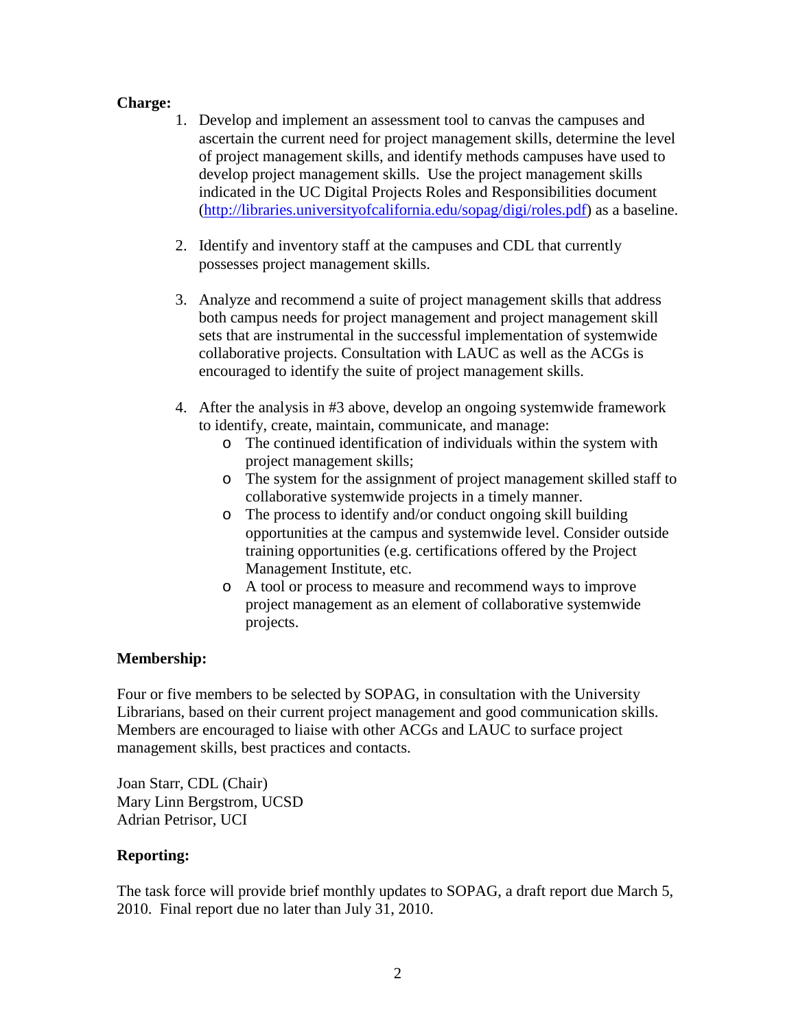**Charge:**

1. Develop and implement an assessment tool to canvas the campuses and ascertain the current need for project management skills, determine the level of project management skills, and identify methods campuses have used to develop project management skills. Use the project management skills indicated in the UC Digital Projects Roles and Responsibilities document (http://libraries.universityofcalifornia.edu/sopag/digi/roles.pdf) as a baseline.

2. Identify and inventory staff at the campuses and CDL that currently possesses project management skills.

3. Analyze and recommend a suite of project management skills that address both campus needs for project management and project management skill sets that are instrumental in the successful implementation of systemwide collaborative projects. Consultation with LAUC as well as the ACGs is encouraged to identify the suite of project management skills.

4. After the analysis in #3 above, develop an ongoing systemwide framework to identify, create, maintain, communicate, and manage:
   - The continued identification of individuals within the system with project management skills;
   - The system for the assignment of project management skilled staff to collaborative systemwide projects in a timely manner.
   - The process to identify and/or conduct ongoing skill building opportunities at the campus and systemwide level. Consider outside training opportunities (e.g. certifications offered by the Project Management Institute, etc.
   - A tool or process to measure and recommend ways to improve project management as an element of collaborative systemwide projects.

**Membership:**

Four or five members to be selected by SOPAG, in consultation with the University Librarians, based on their current project management and good communication skills. Members are encouraged to liaise with other ACGs and LAUC to surface project management skills, best practices and contacts.

Joan Starr, CDL (Chair)
Mary Linn Bergstrom, UCSD
Adrian Petrisor, UCI

**Reporting:**

The task force will provide brief monthly updates to SOPAG, a draft report due March 5, 2010. Final report due no later than July 31, 2010.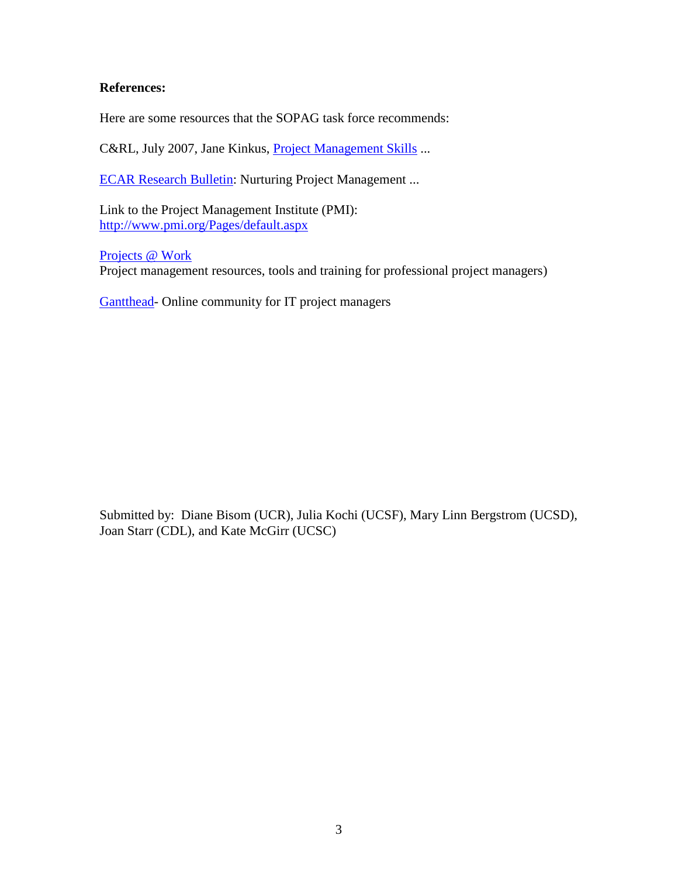**References:**

Here are some resources that the SOPAG task force recommends:

C&RL, July 2007, Jane Kinkus, Project Management Skills ...

ECAR Research Bulletin: Nurturing Project Management ...

Link to the Project Management Institute (PMI):
http://www.pmi.org/Pages/default.aspx

Projects @ Work
Project management resources, tools and training for professional project managers)

Gantthead- Online community for IT project managers

Submitted by: Diane Bisom (UCR), Julia Kochi (UCSF), Mary Linn Bergstrom (UCSD), Joan Starr (CDL), and Kate McGirr (UCSC)